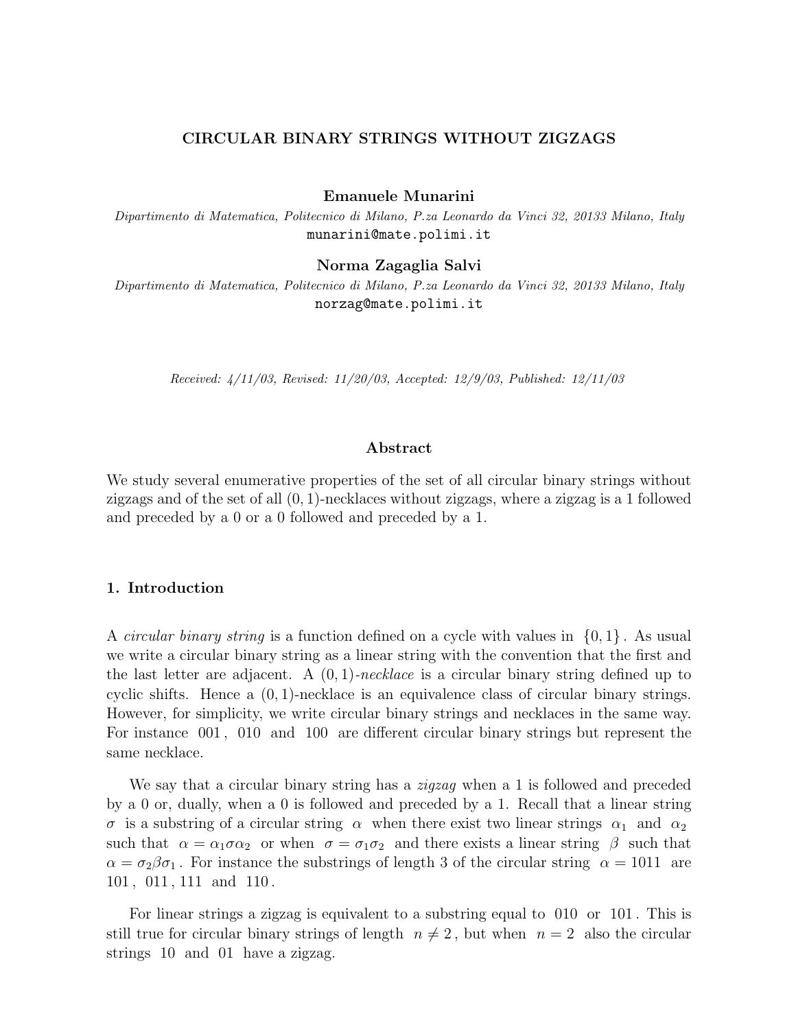# CIRCULAR BINARY STRINGS WITHOUT ZIGZAGS

**Emanuele Munarini**

*Dipartimento di Matematica, Politecnico di Milano, P.za Leonardo da Vinci 32, 20133 Milano, Italy*

munarini@mate.polimi.it

**Norma Zagaglia Salvi**

*Dipartimento di Matematica, Politecnico di Milano, P.za Leonardo da Vinci 32, 20133 Milano, Italy*

norzag@mate.polimi.it

*Received: 4/11/03, Revised: 11/20/03, Accepted: 12/9/03, Published: 12/11/03*

## Abstract

We study several enumerative properties of the set of all circular binary strings without zigzags and of the set of all $(0,1)$-necklaces without zigzags, where a zigzag is a 1 followed and preceded by a 0 or a 0 followed and preceded by a 1.

## 1. Introduction

A *circular binary string* is a function defined on a cycle with values in $\{0,1\}$. As usual we write a circular binary string as a linear string with the convention that the first and the last letter are adjacent. A $(0,1)$*-necklace* is a circular binary string defined up to cyclic shifts. Hence a $(0,1)$-necklace is an equivalence class of circular binary strings. However, for simplicity, we write circular binary strings and necklaces in the same way. For instance $001$, $010$ and $100$ are different circular binary strings but represent the same necklace.

We say that a circular binary string has a *zigzag* when a 1 is followed and preceded by a 0 or, dually, when a 0 is followed and preceded by a 1. Recall that a linear string $\sigma$ is a substring of a circular string $\alpha$ when there exist two linear strings $\alpha_1$ and $\alpha_2$ such that $\alpha = \alpha_1\sigma\alpha_2$ or when $\sigma = \sigma_1\sigma_2$ and there exists a linear string $\beta$ such that $\alpha = \sigma_2\beta\sigma_1$. For instance the substrings of length 3 of the circular string $\alpha = 1011$ are $101$, $011$, $111$ and $110$.

For linear strings a zigzag is equivalent to a substring equal to $010$ or $101$. This is still true for circular binary strings of length $n \neq 2$, but when $n = 2$ also the circular strings $10$ and $01$ have a zigzag.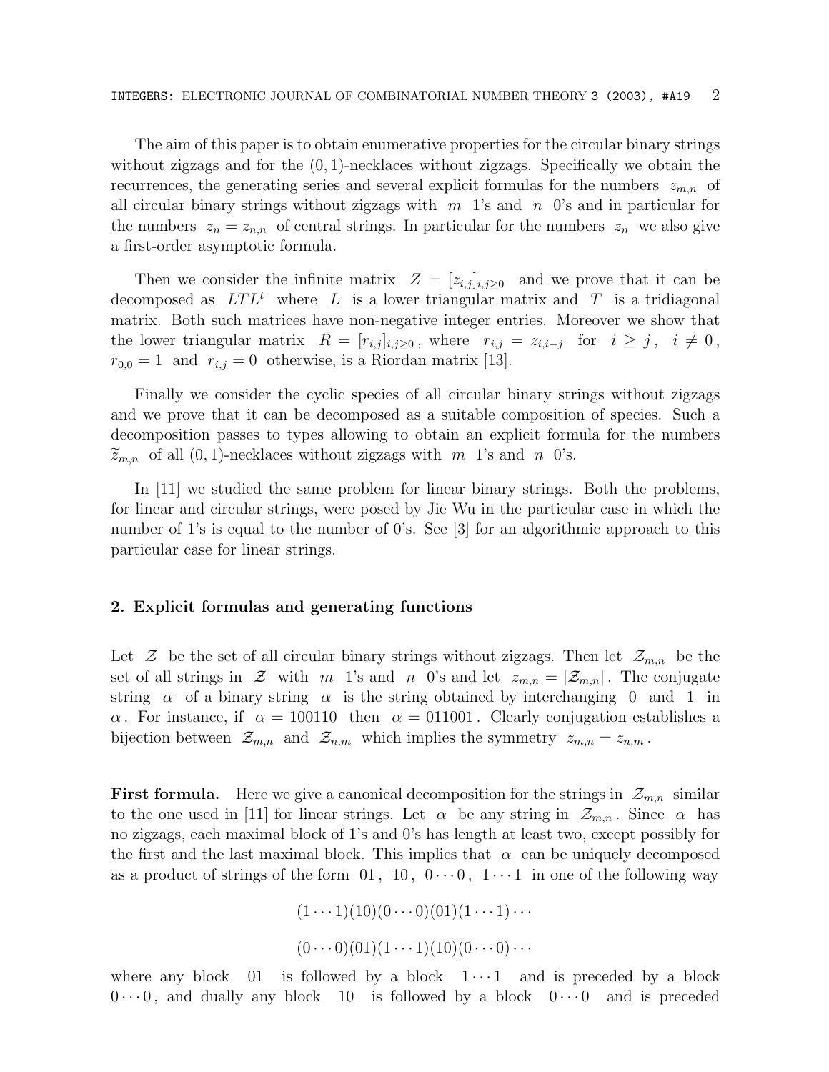The aim of this paper is to obtain enumerative properties for the circular binary strings without zigzags and for the $(0,1)$-necklaces without zigzags. Specifically we obtain the recurrences, the generating series and several explicit formulas for the numbers $z_{m,n}$ of all circular binary strings without zigzags with $m$ 1's and $n$ 0's and in particular for the numbers $z_n = z_{n,n}$ of central strings. In particular for the numbers $z_n$ we also give a first-order asymptotic formula.

Then we consider the infinite matrix $Z = [z_{i,j}]_{i,j\geq 0}$ and we prove that it can be decomposed as $LTL^t$ where $L$ is a lower triangular matrix and $T$ is a tridiagonal matrix. Both such matrices have non-negative integer entries. Moreover we show that the lower triangular matrix $R = [r_{i,j}]_{i,j\geq 0}$, where $r_{i,j} = z_{i,i-j}$ for $i \geq j$, $i \neq 0$, $r_{0,0} = 1$ and $r_{i,j} = 0$ otherwise, is a Riordan matrix [13].

Finally we consider the cyclic species of all circular binary strings without zigzags and we prove that it can be decomposed as a suitable composition of species. Such a decomposition passes to types allowing to obtain an explicit formula for the numbers $\widetilde{z}_{m,n}$ of all $(0,1)$-necklaces without zigzags with $m$ 1's and $n$ 0's.

In [11] we studied the same problem for linear binary strings. Both the problems, for linear and circular strings, were posed by Jie Wu in the particular case in which the number of 1's is equal to the number of 0's. See [3] for an algorithmic approach to this particular case for linear strings.

## 2. Explicit formulas and generating functions

Let $\mathcal{Z}$ be the set of all circular binary strings without zigzags. Then let $\mathcal{Z}_{m,n}$ be the set of all strings in $\mathcal{Z}$ with $m$ 1's and $n$ 0's and let $z_{m,n} = |\mathcal{Z}_{m,n}|$. The conjugate string $\overline{\alpha}$ of a binary string $\alpha$ is the string obtained by interchanging 0 and 1 in $\alpha$. For instance, if $\alpha = 100110$ then $\overline{\alpha} = 011001$. Clearly conjugation establishes a bijection between $\mathcal{Z}_{m,n}$ and $\mathcal{Z}_{n,m}$ which implies the symmetry $z_{m,n} = z_{n,m}$.

**First formula.** Here we give a canonical decomposition for the strings in $\mathcal{Z}_{m,n}$ similar to the one used in [11] for linear strings. Let $\alpha$ be any string in $\mathcal{Z}_{m,n}$. Since $\alpha$ has no zigzags, each maximal block of 1's and 0's has length at least two, except possibly for the first and the last maximal block. This implies that $\alpha$ can be uniquely decomposed as a product of strings of the form $01$, $10$, $0\cdots0$, $1\cdots1$ in one of the following way

$$(1\cdots1)(10)(0\cdots0)(01)(1\cdots1)\cdots$$

$$(0\cdots0)(01)(1\cdots1)(10)(0\cdots0)\cdots$$

where any block $01$ is followed by a block $1\cdots1$ and is preceded by a block $0\cdots0$, and dually any block $10$ is followed by a block $0\cdots0$ and is preceded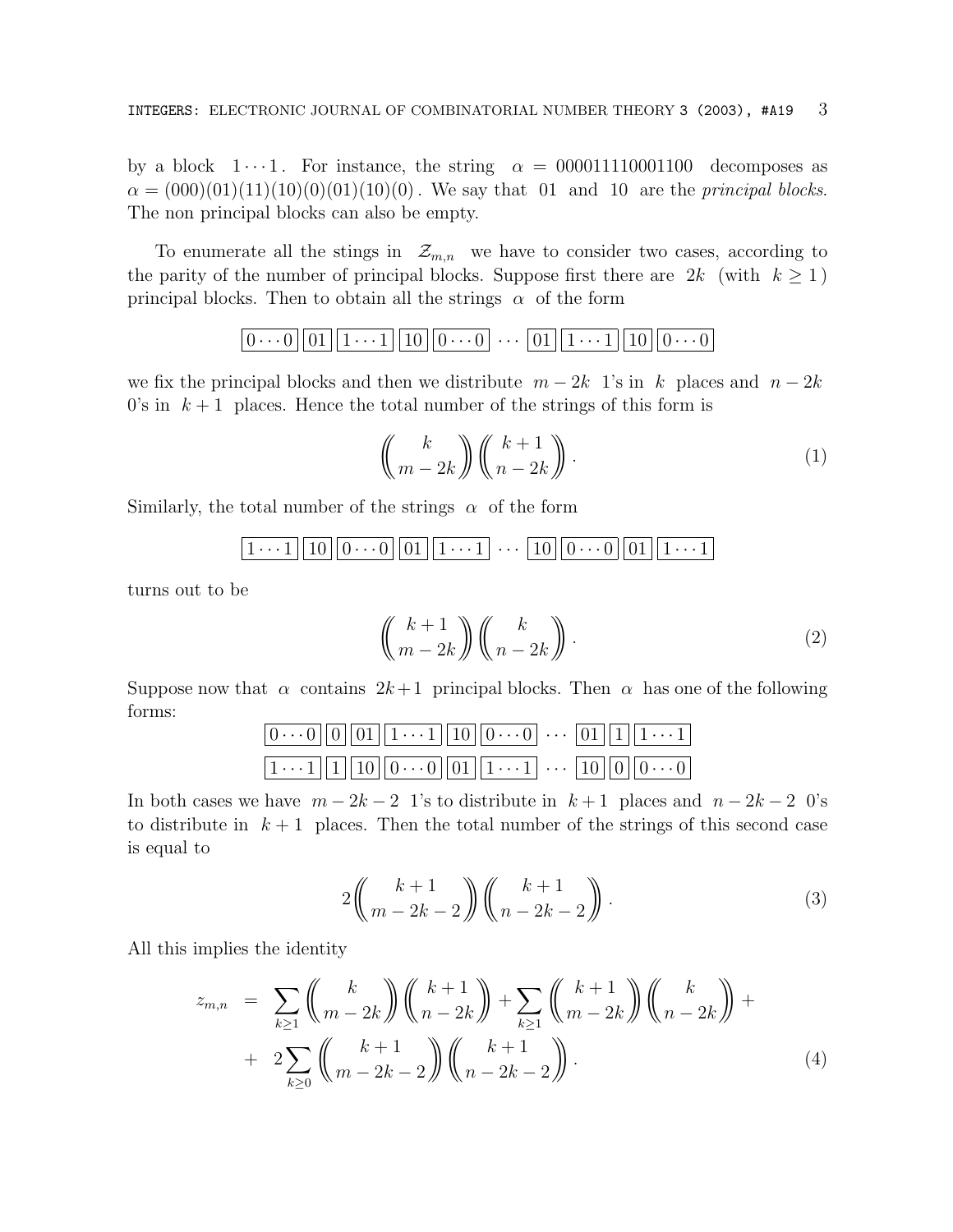by a block $1 \cdots 1$. For instance, the string $\alpha = 000011110001100$ decomposes as $\alpha = (000)(01)(11)(10)(0)(01)(10)(0)$. We say that 01 and 10 are the *principal blocks*. The non principal blocks can also be empty.

To enumerate all the stings in $\mathcal{Z}_{m,n}$ we have to consider two cases, according to the parity of the number of principal blocks. Suppose first there are $2k$ (with $k \geq 1$) principal blocks. Then to obtain all the strings $\alpha$ of the form

$$\boxed{0\cdots 0}\ \boxed{01}\ \boxed{1\cdots 1}\ \boxed{10}\ \boxed{0\cdots 0}\ \cdots\ \boxed{01}\ \boxed{1\cdots 1}\ \boxed{10}\ \boxed{0\cdots 0}$$

we fix the principal blocks and then we distribute $m-2k$ 1's in $k$ places and $n-2k$ 0's in $k+1$ places. Hence the total number of the strings of this form is

$$\left(\!\!\binom{k}{m-2k}\!\!\right)\left(\!\!\binom{k+1}{n-2k}\!\!\right). \tag{1}$$

Similarly, the total number of the strings $\alpha$ of the form

$$\boxed{1\cdots 1}\ \boxed{10}\ \boxed{0\cdots 0}\ \boxed{01}\ \boxed{1\cdots 1}\ \cdots\ \boxed{10}\ \boxed{0\cdots 0}\ \boxed{01}\ \boxed{1\cdots 1}$$

turns out to be

$$\left(\!\!\binom{k+1}{m-2k}\!\!\right)\left(\!\!\binom{k}{n-2k}\!\!\right). \tag{2}$$

Suppose now that $\alpha$ contains $2k+1$ principal blocks. Then $\alpha$ has one of the following forms:

$$\boxed{0\cdots 0}\ \boxed{0}\ \boxed{01}\ \boxed{1\cdots 1}\ \boxed{10}\ \boxed{0\cdots 0}\ \cdots\ \boxed{01}\ \boxed{1}\ \boxed{1\cdots 1}$$

$$\boxed{1\cdots 1}\ \boxed{1}\ \boxed{10}\ \boxed{0\cdots 0}\ \boxed{01}\ \boxed{1\cdots 1}\ \cdots\ \boxed{10}\ \boxed{0}\ \boxed{0\cdots 0}$$

In both cases we have $m-2k-2$ 1's to distribute in $k+1$ places and $n-2k-2$ 0's to distribute in $k+1$ places. Then the total number of the strings of this second case is equal to

$$2\left(\!\!\binom{k+1}{m-2k-2}\!\!\right)\left(\!\!\binom{k+1}{n-2k-2}\!\!\right). \tag{3}$$

All this implies the identity

$$\begin{aligned} z_{m,n} &= \sum_{k\geq 1}\left(\!\!\binom{k}{m-2k}\!\!\right)\left(\!\!\binom{k+1}{n-2k}\!\!\right) + \sum_{k\geq 1}\left(\!\!\binom{k+1}{m-2k}\!\!\right)\left(\!\!\binom{k}{n-2k}\!\!\right) + \\ &+ \ 2\sum_{k\geq 0}\left(\!\!\binom{k+1}{m-2k-2}\!\!\right)\left(\!\!\binom{k+1}{n-2k-2}\!\!\right). \end{aligned} \tag{4}$$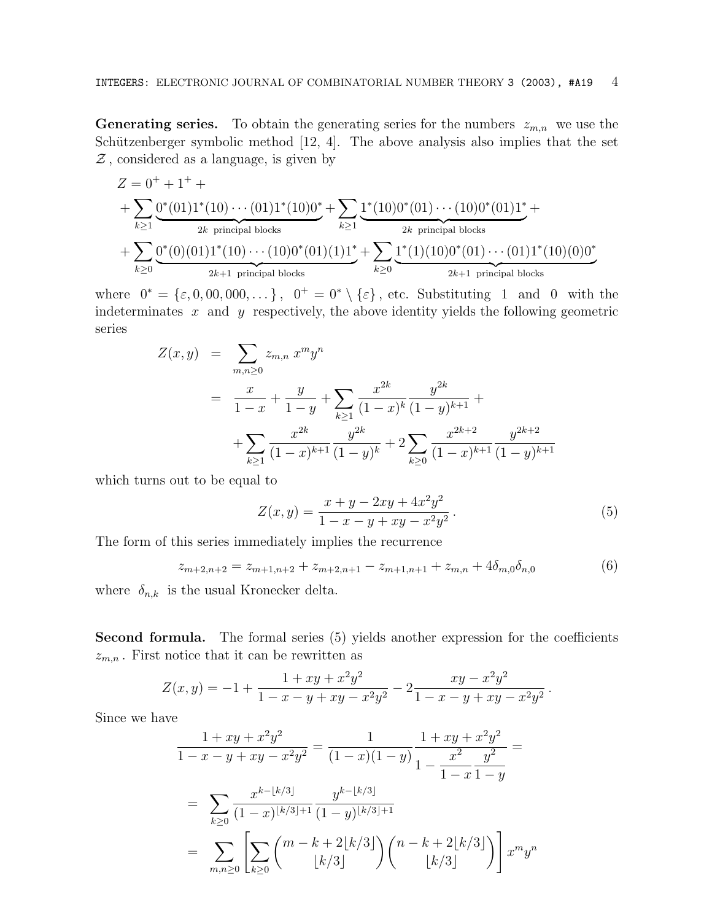**Generating series.** To obtain the generating series for the numbers $z_{m,n}$ we use the Schützenberger symbolic method [12, 4]. The above analysis also implies that the set $\mathcal{Z}$, considered as a language, is given by

$$
\begin{aligned}
Z &= 0^+ + 1^+ + \\
&+ \sum_{k\geq 1} \underbrace{0^*(01)1^*(10)\cdots(01)1^*(10)0^*}_{2k \text{ principal blocks}} + \sum_{k\geq 1} \underbrace{1^*(10)0^*(01)\cdots(10)0^*(01)1^*}_{2k \text{ principal blocks}} + \\
&+ \sum_{k\geq 0} \underbrace{0^*(0)(01)1^*(10)\cdots(10)0^*(01)(1)1^*}_{2k+1 \text{ principal blocks}} + \sum_{k\geq 0} \underbrace{1^*(1)(10)0^*(01)\cdots(01)1^*(10)(0)0^*}_{2k+1 \text{ principal blocks}}
\end{aligned}
$$

where $0^* = \{\varepsilon, 0, 00, 000, \dots\}$, $0^+ = 0^* \setminus \{\varepsilon\}$, etc. Substituting 1 and 0 with the indeterminates $x$ and $y$ respectively, the above identity yields the following geometric series

$$
\begin{aligned}
Z(x,y) &= \sum_{m,n\geq 0} z_{m,n}\, x^m y^n \\
&= \frac{x}{1-x} + \frac{y}{1-y} + \sum_{k\geq 1} \frac{x^{2k}}{(1-x)^k} \frac{y^{2k}}{(1-y)^{k+1}} + \\
&\quad + \sum_{k\geq 1} \frac{x^{2k}}{(1-x)^{k+1}} \frac{y^{2k}}{(1-y)^k} + 2\sum_{k\geq 0} \frac{x^{2k+2}}{(1-x)^{k+1}} \frac{y^{2k+2}}{(1-y)^{k+1}}
\end{aligned}
$$

which turns out to be equal to

$$
Z(x,y) = \frac{x + y - 2xy + 4x^2y^2}{1 - x - y + xy - x^2y^2}\,. \tag{5}
$$

The form of this series immediately implies the recurrence

$$
z_{m+2,n+2} = z_{m+1,n+2} + z_{m+2,n+1} - z_{m+1,n+1} + z_{m,n} + 4\delta_{m,0}\delta_{n,0} \tag{6}
$$

where $\delta_{n,k}$ is the usual Kronecker delta.

**Second formula.** The formal series (5) yields another expression for the coefficients $z_{m,n}$. First notice that it can be rewritten as

$$
Z(x,y) = -1 + \frac{1 + xy + x^2y^2}{1 - x - y + xy - x^2y^2} - 2\frac{xy - x^2y^2}{1 - x - y + xy - x^2y^2}\,.
$$

Since we have

$$
\begin{aligned}
\frac{1 + xy + x^2y^2}{1 - x - y + xy - x^2y^2} &= \frac{1}{(1-x)(1-y)} \frac{1 + xy + x^2y^2}{1 - \dfrac{x^2}{1-x}\dfrac{y^2}{1-y}} = \\
&= \sum_{k\geq 0} \frac{x^{k-\lfloor k/3\rfloor}}{(1-x)^{\lfloor k/3\rfloor+1}} \frac{y^{k-\lfloor k/3\rfloor}}{(1-y)^{\lfloor k/3\rfloor+1}} \\
&= \sum_{m,n\geq 0} \left[ \sum_{k\geq 0} \binom{m-k+2\lfloor k/3\rfloor}{\lfloor k/3\rfloor} \binom{n-k+2\lfloor k/3\rfloor}{\lfloor k/3\rfloor} \right] x^m y^n
\end{aligned}
$$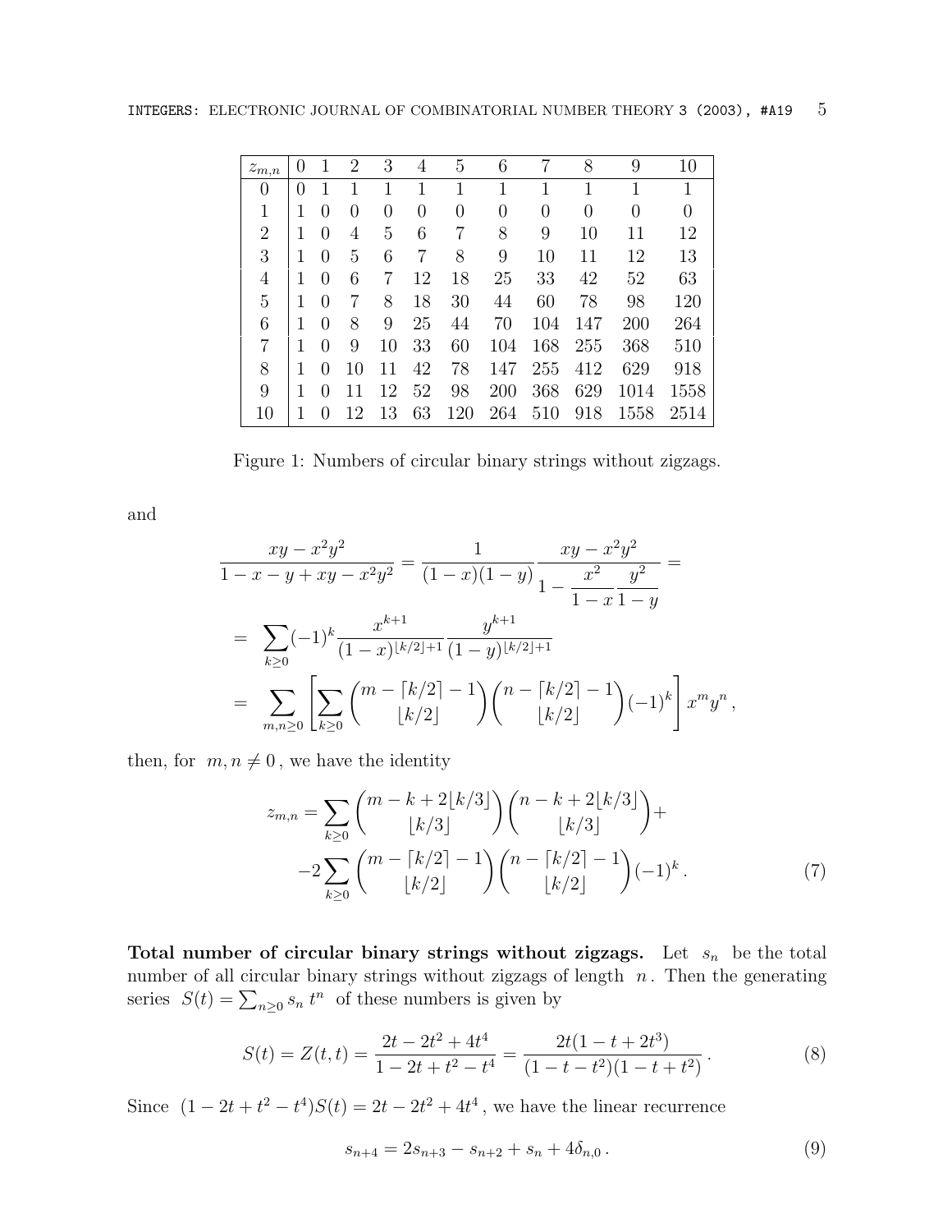| $z_{m,n}$ | 0 | 1 | 2 | 3 | 4 | 5 | 6 | 7 | 8 | 9 | 10 |
|---|---|---|---|---|---|---|---|---|---|---|---|
| 0 | 0 | 1 | 1 | 1 | 1 | 1 | 1 | 1 | 1 | 1 | 1 |
| 1 | 1 | 0 | 0 | 0 | 0 | 0 | 0 | 0 | 0 | 0 | 0 |
| 2 | 1 | 0 | 4 | 5 | 6 | 7 | 8 | 9 | 10 | 11 | 12 |
| 3 | 1 | 0 | 5 | 6 | 7 | 8 | 9 | 10 | 11 | 12 | 13 |
| 4 | 1 | 0 | 6 | 7 | 12 | 18 | 25 | 33 | 42 | 52 | 63 |
| 5 | 1 | 0 | 7 | 8 | 18 | 30 | 44 | 60 | 78 | 98 | 120 |
| 6 | 1 | 0 | 8 | 9 | 25 | 44 | 70 | 104 | 147 | 200 | 264 |
| 7 | 1 | 0 | 9 | 10 | 33 | 60 | 104 | 168 | 255 | 368 | 510 |
| 8 | 1 | 0 | 10 | 11 | 42 | 78 | 147 | 255 | 412 | 629 | 918 |
| 9 | 1 | 0 | 11 | 12 | 52 | 98 | 200 | 368 | 629 | 1014 | 1558 |
| 10 | 1 | 0 | 12 | 13 | 63 | 120 | 264 | 510 | 918 | 1558 | 2514 |

Figure 1: Numbers of circular binary strings without zigzags.

and

$$\frac{xy - x^2y^2}{1 - x - y + xy - x^2y^2} = \frac{1}{(1-x)(1-y)} \frac{xy - x^2y^2}{1 - \dfrac{x^2}{1-x}\dfrac{y^2}{1-y}} =$$

$$= \sum_{k\geq 0} (-1)^k \frac{x^{k+1}}{(1-x)^{\lfloor k/2 \rfloor + 1}} \frac{y^{k+1}}{(1-y)^{\lfloor k/2 \rfloor + 1}}$$

$$= \sum_{m,n\geq 0} \left[ \sum_{k\geq 0} \binom{m - \lceil k/2 \rceil - 1}{\lfloor k/2 \rfloor} \binom{n - \lceil k/2 \rceil - 1}{\lfloor k/2 \rfloor} (-1)^k \right] x^m y^n ,$$

then, for $m, n \neq 0$, we have the identity

$$z_{m,n} = \sum_{k\geq 0} \binom{m - k + 2\lfloor k/3 \rfloor}{\lfloor k/3 \rfloor} \binom{n - k + 2\lfloor k/3 \rfloor}{\lfloor k/3 \rfloor} + \\ -2 \sum_{k\geq 0} \binom{m - \lceil k/2 \rceil - 1}{\lfloor k/2 \rfloor} \binom{n - \lceil k/2 \rceil - 1}{\lfloor k/2 \rfloor} (-1)^k . \qquad (7)$$

**Total number of circular binary strings without zigzags.** Let $s_n$ be the total number of all circular binary strings without zigzags of length $n$. Then the generating series $S(t) = \sum_{n\geq 0} s_n\, t^n$ of these numbers is given by

$$S(t) = Z(t,t) = \frac{2t - 2t^2 + 4t^4}{1 - 2t + t^2 - t^4} = \frac{2t(1 - t + 2t^3)}{(1 - t - t^2)(1 - t + t^2)} . \qquad (8)$$

Since $(1 - 2t + t^2 - t^4)S(t) = 2t - 2t^2 + 4t^4$, we have the linear recurrence

$$s_{n+4} = 2s_{n+3} - s_{n+2} + s_n + 4\delta_{n,0} . \qquad (9)$$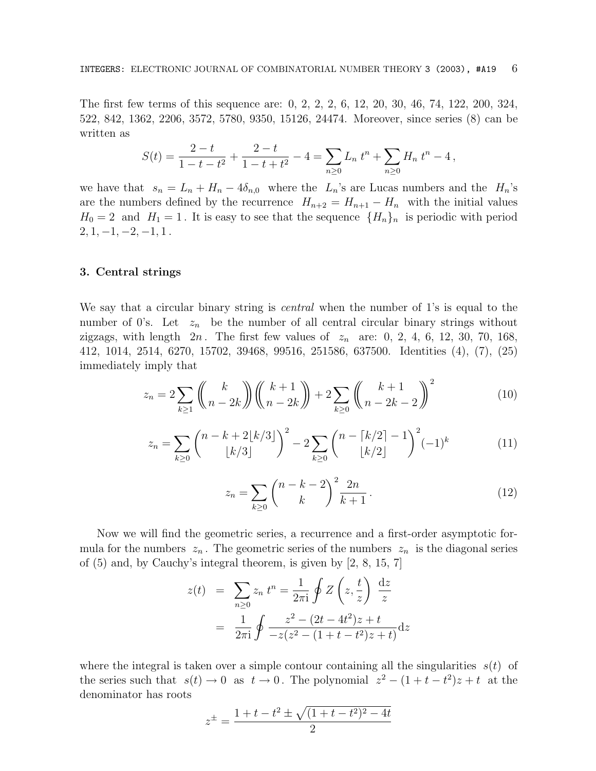The first few terms of this sequence are: 0, 2, 2, 2, 6, 12, 20, 30, 46, 74, 122, 200, 324, 522, 842, 1362, 2206, 3572, 5780, 9350, 15126, 24474. Moreover, since series (8) can be written as

$$S(t) = \frac{2-t}{1-t-t^2} + \frac{2-t}{1-t+t^2} - 4 = \sum_{n\geq 0} L_n\, t^n + \sum_{n\geq 0} H_n\, t^n - 4\,,$$

we have that $s_n = L_n + H_n - 4\delta_{n,0}$ where the $L_n$'s are Lucas numbers and the $H_n$'s are the numbers defined by the recurrence $H_{n+2} = H_{n+1} - H_n$ with the initial values $H_0 = 2$ and $H_1 = 1$. It is easy to see that the sequence $\{H_n\}_n$ is periodic with period $2, 1, -1, -2, -1, 1$.

## 3. Central strings

We say that a circular binary string is *central* when the number of 1's is equal to the number of 0's. Let $z_n$ be the number of all central circular binary strings without zigzags, with length $2n$. The first few values of $z_n$ are: 0, 2, 4, 6, 12, 30, 70, 168, 412, 1014, 2514, 6270, 15702, 39468, 99516, 251586, 637500. Identities (4), (7), (25) immediately imply that

$$z_n = 2\sum_{k\geq 1} \left(\!\!\binom{k}{n-2k}\!\!\right)\left(\!\!\binom{k+1}{n-2k}\!\!\right) + 2\sum_{k\geq 0}\left(\!\!\binom{k+1}{n-2k-2}\!\!\right)^2 \tag{10}$$

$$z_n = \sum_{k\geq 0} \binom{n-k+2\lfloor k/3\rfloor}{\lfloor k/3\rfloor}^2 - 2\sum_{k\geq 0}\binom{n-\lceil k/2\rceil - 1}{\lfloor k/2\rfloor}^2 (-1)^k \tag{11}$$

$$z_n = \sum_{k\geq 0} \binom{n-k-2}{k}^2 \frac{2n}{k+1}\,. \tag{12}$$

Now we will find the geometric series, a recurrence and a first-order asymptotic formula for the numbers $z_n$. The geometric series of the numbers $z_n$ is the diagonal series of (5) and, by Cauchy's integral theorem, is given by [2, 8, 15, 7]

$$\begin{aligned} z(t) &= \sum_{n\geq 0} z_n\, t^n = \frac{1}{2\pi \mathrm{i}} \oint Z\left(z, \frac{t}{z}\right)\, \frac{\mathrm{d}z}{z} \\ &= \frac{1}{2\pi \mathrm{i}} \oint \frac{z^2 - (2t-4t^2)z + t}{-z(z^2 - (1+t-t^2)z + t)} \mathrm{d}z \end{aligned}$$

where the integral is taken over a simple contour containing all the singularities $s(t)$ of the series such that $s(t) \to 0$ as $t \to 0$. The polynomial $z^2 - (1+t-t^2)z + t$ at the denominator has roots

$$z^{\pm} = \frac{1+t-t^2 \pm \sqrt{(1+t-t^2)^2 - 4t}}{2}$$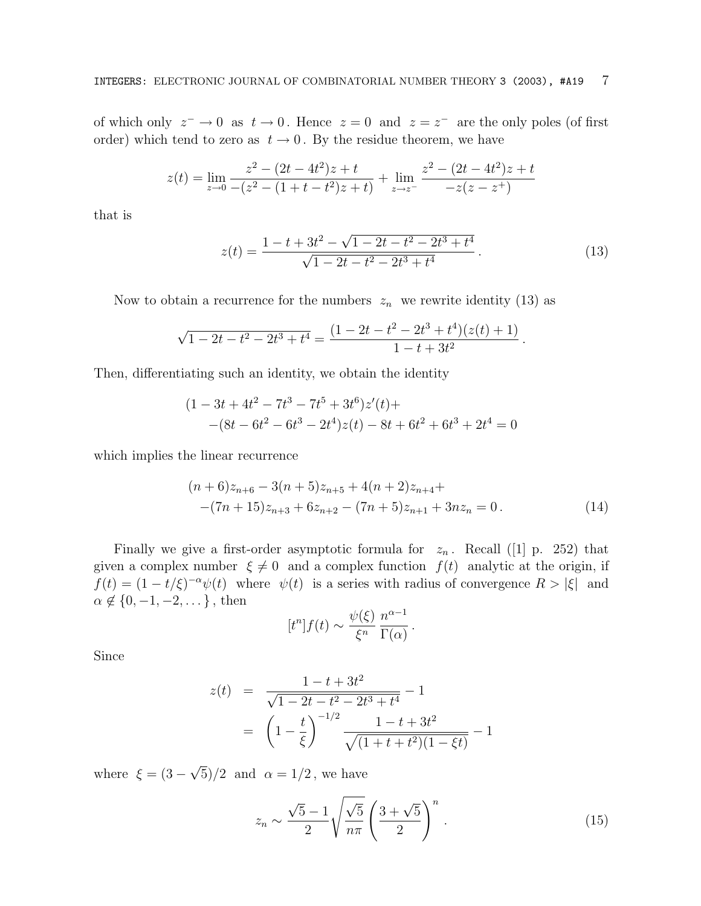of which only $z^- \to 0$ as $t \to 0$. Hence $z = 0$ and $z = z^-$ are the only poles (of first order) which tend to zero as $t \to 0$. By the residue theorem, we have

$$z(t) = \lim_{z \to 0} \frac{z^2 - (2t - 4t^2)z + t}{-(z^2 - (1 + t - t^2)z + t)} + \lim_{z \to z^-} \frac{z^2 - (2t - 4t^2)z + t}{-z(z - z^+)}$$

that is

$$z(t) = \frac{1 - t + 3t^2 - \sqrt{1 - 2t - t^2 - 2t^3 + t^4}}{\sqrt{1 - 2t - t^2 - 2t^3 + t^4}} . \tag{13}$$

Now to obtain a recurrence for the numbers $z_n$ we rewrite identity (13) as

$$\sqrt{1 - 2t - t^2 - 2t^3 + t^4} = \frac{(1 - 2t - t^2 - 2t^3 + t^4)(z(t) + 1)}{1 - t + 3t^2} .$$

Then, differentiating such an identity, we obtain the identity

$$\begin{aligned} &(1 - 3t + 4t^2 - 7t^3 - 7t^5 + 3t^6)z'(t) + \\ &\quad -(8t - 6t^2 - 6t^3 - 2t^4)z(t) - 8t + 6t^2 + 6t^3 + 2t^4 = 0 \end{aligned}$$

which implies the linear recurrence

$$\begin{aligned} &(n + 6)z_{n+6} - 3(n + 5)z_{n+5} + 4(n + 2)z_{n+4} + \\ &\quad -(7n + 15)z_{n+3} + 6z_{n+2} - (7n + 5)z_{n+1} + 3nz_n = 0 . \end{aligned} \tag{14}$$

Finally we give a first-order asymptotic formula for $z_n$. Recall ([1] p. 252) that given a complex number $\xi \neq 0$ and a complex function $f(t)$ analytic at the origin, if $f(t) = (1 - t/\xi)^{-\alpha}\psi(t)$ where $\psi(t)$ is a series with radius of convergence $R > |\xi|$ and $\alpha \notin \{0, -1, -2, \dots\}$, then

$$[t^n]f(t) \sim \frac{\psi(\xi)}{\xi^n} \frac{n^{\alpha - 1}}{\Gamma(\alpha)} .$$

Since

$$\begin{aligned} z(t) &= \frac{1 - t + 3t^2}{\sqrt{1 - 2t - t^2 - 2t^3 + t^4}} - 1 \\ &= \left(1 - \frac{t}{\xi}\right)^{-1/2} \frac{1 - t + 3t^2}{\sqrt{(1 + t + t^2)(1 - \xi t)}} - 1 \end{aligned}$$

where $\xi = (3 - \sqrt{5})/2$ and $\alpha = 1/2$, we have

$$z_n \sim \frac{\sqrt{5} - 1}{2} \sqrt{\frac{\sqrt{5}}{n\pi}} \left(\frac{3 + \sqrt{5}}{2}\right)^n . \tag{15}$$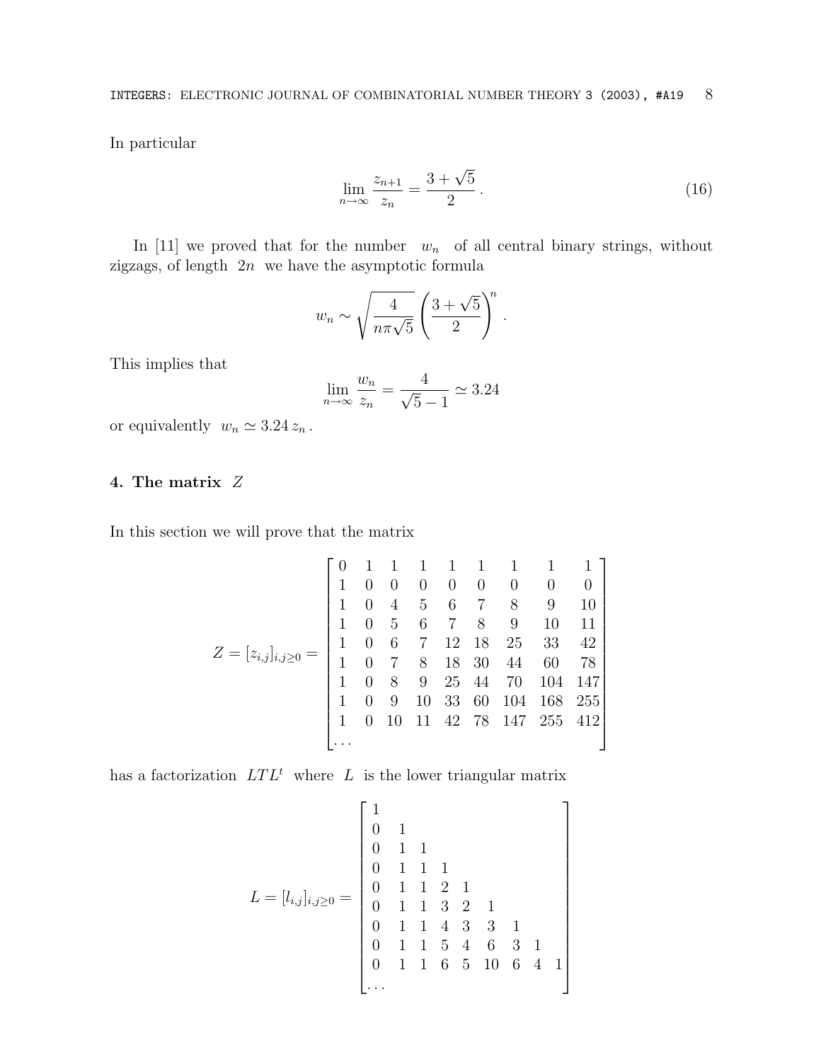In particular

$$\lim_{n\to\infty} \frac{z_{n+1}}{z_n} = \frac{3+\sqrt{5}}{2}\,. \tag{16}$$

In [11] we proved that for the number $w_n$ of all central binary strings, without zigzags, of length $2n$ we have the asymptotic formula

$$w_n \sim \sqrt{\frac{4}{n\pi\sqrt{5}}}\left(\frac{3+\sqrt{5}}{2}\right)^n.$$

This implies that

$$\lim_{n\to\infty}\frac{w_n}{z_n} = \frac{4}{\sqrt{5}-1} \simeq 3.24$$

or equivalently $w_n \simeq 3.24\, z_n$.

## 4. The matrix $Z$

In this section we will prove that the matrix

$$Z = [z_{i,j}]_{i,j\geq 0} = \begin{bmatrix} 0 & 1 & 1 & 1 & 1 & 1 & 1 & 1 & 1 \\ 1 & 0 & 0 & 0 & 0 & 0 & 0 & 0 & 0 \\ 1 & 0 & 4 & 5 & 6 & 7 & 8 & 9 & 10 \\ 1 & 0 & 5 & 6 & 7 & 8 & 9 & 10 & 11 \\ 1 & 0 & 6 & 7 & 12 & 18 & 25 & 33 & 42 \\ 1 & 0 & 7 & 8 & 18 & 30 & 44 & 60 & 78 \\ 1 & 0 & 8 & 9 & 25 & 44 & 70 & 104 & 147 \\ 1 & 0 & 9 & 10 & 33 & 60 & 104 & 168 & 255 \\ 1 & 0 & 10 & 11 & 42 & 78 & 147 & 255 & 412 \\ \cdots \end{bmatrix}$$

has a factorization $LTL^t$ where $L$ is the lower triangular matrix

$$L = [l_{i,j}]_{i,j\geq 0} = \begin{bmatrix} 1 \\ 0 & 1 \\ 0 & 1 & 1 \\ 0 & 1 & 1 & 1 \\ 0 & 1 & 1 & 2 & 1 \\ 0 & 1 & 1 & 3 & 2 & 1 \\ 0 & 1 & 1 & 4 & 3 & 3 & 1 \\ 0 & 1 & 1 & 5 & 4 & 6 & 3 & 1 \\ 0 & 1 & 1 & 6 & 5 & 10 & 6 & 4 & 1 \\ \cdots \end{bmatrix}$$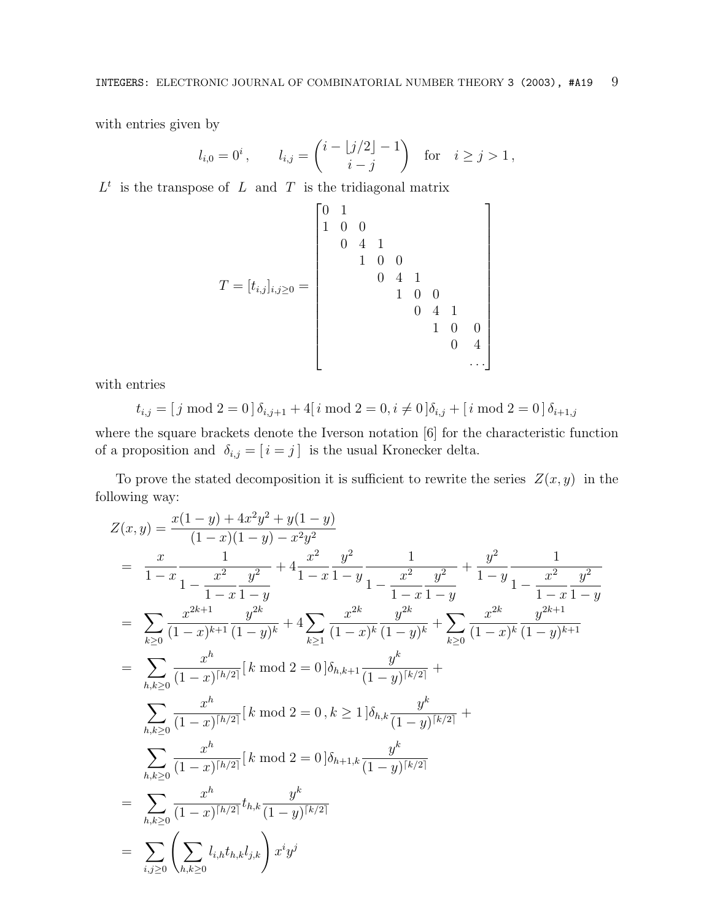with entries given by

$$l_{i,0} = 0^i \,, \qquad l_{i,j} = \binom{i - \lfloor j/2 \rfloor - 1}{i-j} \quad \text{for} \quad i \geq j > 1 \,,$$

$L^t$ is the transpose of $L$ and $T$ is the tridiagonal matrix

$$T = [t_{i,j}]_{i,j \geq 0} = \begin{bmatrix} 0 & 1 & & & & & & & & \\ 1 & 0 & 0 & & & & & & & \\ & 0 & 4 & 1 & & & & & & \\ & & 1 & 0 & 0 & & & & & \\ & & & 0 & 4 & 1 & & & & \\ & & & & 1 & 0 & 0 & & & \\ & & & & & 0 & 4 & 1 & & \\ & & & & & & 1 & 0 & 0 & \\ & & & & & & & 0 & 4 & \\ & & & & & & & & & \cdots \end{bmatrix}$$

with entries

$$t_{i,j} = [\, j \bmod 2 = 0 \,]\, \delta_{i,j+1} + 4[\, i \bmod 2 = 0, i \neq 0 \,]\delta_{i,j} + [\, i \bmod 2 = 0 \,]\, \delta_{i+1,j}$$

where the square brackets denote the Iverson notation [6] for the characteristic function of a proposition and $\delta_{i,j} = [\, i = j \,]$ is the usual Kronecker delta.

To prove the stated decomposition it is sufficient to rewrite the series $Z(x, y)$ in the following way:

$$\begin{aligned}
Z(x,y) &= \frac{x(1-y) + 4x^2y^2 + y(1-y)}{(1-x)(1-y) - x^2y^2} \\
&= \frac{x}{1-x} \frac{1}{1 - \dfrac{x^2}{1-x}\dfrac{y^2}{1-y}} + 4\frac{x^2}{1-x}\frac{y^2}{1-y}\frac{1}{1 - \dfrac{x^2}{1-x}\dfrac{y^2}{1-y}} + \frac{y^2}{1-y}\frac{1}{1 - \dfrac{x^2}{1-x}\dfrac{y^2}{1-y}} \\
&= \sum_{k \geq 0} \frac{x^{2k+1}}{(1-x)^{k+1}} \frac{y^{2k}}{(1-y)^k} + 4\sum_{k \geq 1} \frac{x^{2k}}{(1-x)^k}\frac{y^{2k}}{(1-y)^k} + \sum_{k \geq 0} \frac{x^{2k}}{(1-x)^k}\frac{y^{2k+1}}{(1-y)^{k+1}} \\
&= \sum_{h,k \geq 0} \frac{x^h}{(1-x)^{\lceil h/2 \rceil}} [\, k \bmod 2 = 0 \,] \delta_{h,k+1} \frac{y^k}{(1-y)^{\lceil k/2 \rceil}} + \\
&\quad \sum_{h,k \geq 0} \frac{x^h}{(1-x)^{\lceil h/2 \rceil}} [\, k \bmod 2 = 0 \,, k \geq 1 \,] \delta_{h,k} \frac{y^k}{(1-y)^{\lceil k/2 \rceil}} + \\
&\quad \sum_{h,k \geq 0} \frac{x^h}{(1-x)^{\lceil h/2 \rceil}} [\, k \bmod 2 = 0 \,] \delta_{h+1,k} \frac{y^k}{(1-y)^{\lceil k/2 \rceil}} \\
&= \sum_{h,k \geq 0} \frac{x^h}{(1-x)^{\lceil h/2 \rceil}} t_{h,k} \frac{y^k}{(1-y)^{\lceil k/2 \rceil}} \\
&= \sum_{i,j \geq 0} \left( \sum_{h,k \geq 0} l_{i,h} t_{h,k} l_{j,k} \right) x^i y^j
\end{aligned}$$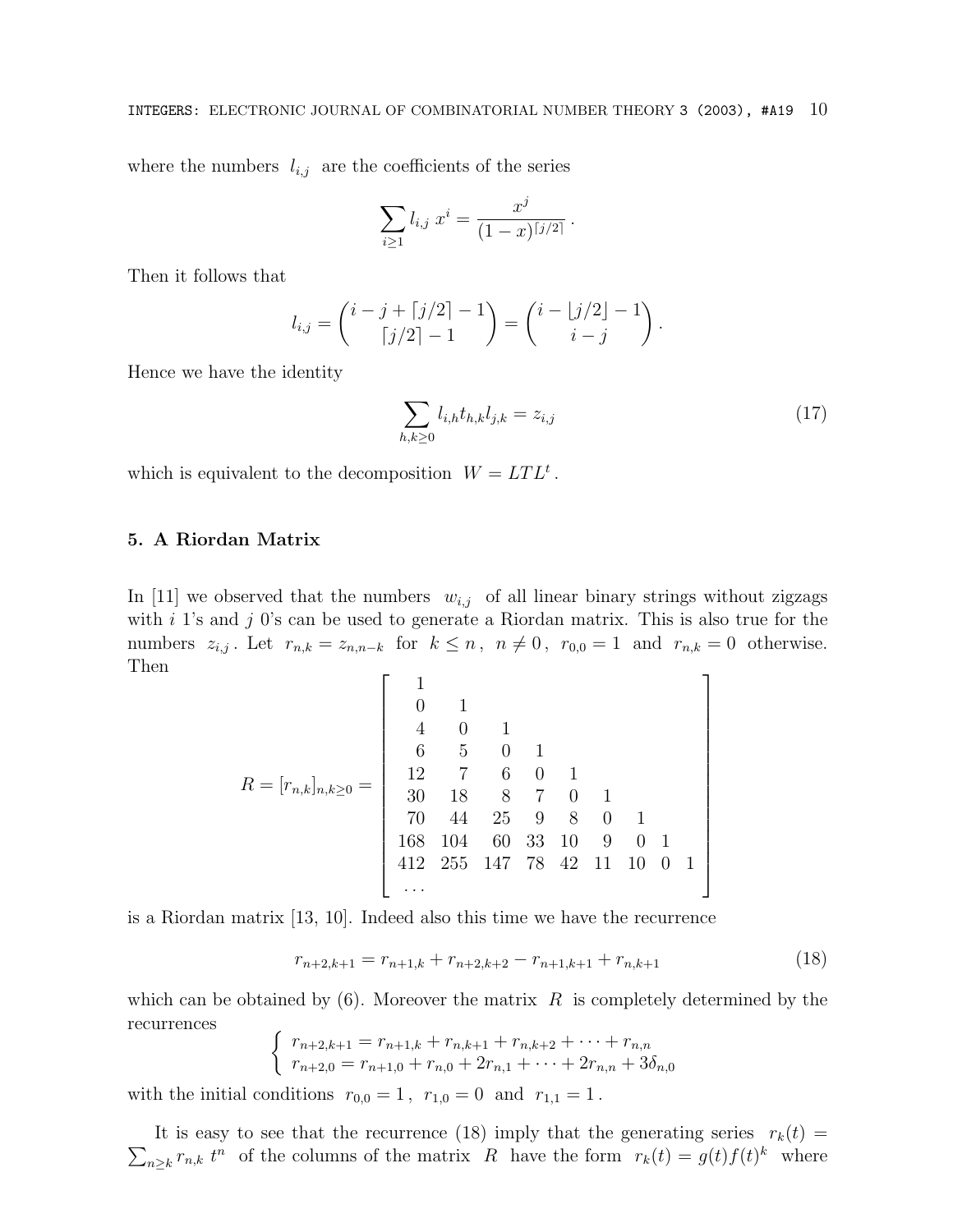where the numbers $l_{i,j}$ are the coefficients of the series

$$\sum_{i\geq 1} l_{i,j}\, x^i = \frac{x^j}{(1-x)^{\lceil j/2 \rceil}}\,.$$

Then it follows that

$$l_{i,j} = \binom{i-j+\lceil j/2 \rceil -1}{\lceil j/2 \rceil -1} = \binom{i-\lfloor j/2 \rfloor -1}{i-j}\,.$$

Hence we have the identity

$$\sum_{h,k\geq 0} l_{i,h} t_{h,k} l_{j,k} = z_{i,j} \tag{17}$$

which is equivalent to the decomposition $W = LTL^t$.

## 5. A Riordan Matrix

In [11] we observed that the numbers $w_{i,j}$ of all linear binary strings without zigzags with $i$ 1's and $j$ 0's can be used to generate a Riordan matrix. This is also true for the numbers $z_{i,j}$. Let $r_{n,k} = z_{n,n-k}$ for $k \leq n$, $n \neq 0$, $r_{0,0} = 1$ and $r_{n,k} = 0$ otherwise. Then

$$R = [r_{n,k}]_{n,k\geq 0} = \begin{bmatrix} 1 & & & & & & & & \\ 0 & 1 & & & & & & & \\ 4 & 0 & 1 & & & & & & \\ 6 & 5 & 0 & 1 & & & & & \\ 12 & 7 & 6 & 0 & 1 & & & & \\ 30 & 18 & 8 & 7 & 0 & 1 & & & \\ 70 & 44 & 25 & 9 & 8 & 0 & 1 & & \\ 168 & 104 & 60 & 33 & 10 & 9 & 0 & 1 & \\ 412 & 255 & 147 & 78 & 42 & 11 & 10 & 0 & 1 \\ \cdots & & & & & & & & \end{bmatrix}$$

is a Riordan matrix [13, 10]. Indeed also this time we have the recurrence

$$r_{n+2,k+1} = r_{n+1,k} + r_{n+2,k+2} - r_{n+1,k+1} + r_{n,k+1} \tag{18}$$

which can be obtained by (6). Moreover the matrix $R$ is completely determined by the recurrences

$$\begin{cases} r_{n+2,k+1} = r_{n+1,k} + r_{n,k+1} + r_{n,k+2} + \cdots + r_{n,n} \\ r_{n+2,0} = r_{n+1,0} + r_{n,0} + 2r_{n,1} + \cdots + 2r_{n,n} + 3\delta_{n,0} \end{cases}$$

with the initial conditions $r_{0,0} = 1$, $r_{1,0} = 0$ and $r_{1,1} = 1$.

It is easy to see that the recurrence (18) imply that the generating series $r_k(t) = \sum_{n\geq k} r_{n,k}\, t^n$ of the columns of the matrix $R$ have the form $r_k(t) = g(t)f(t)^k$ where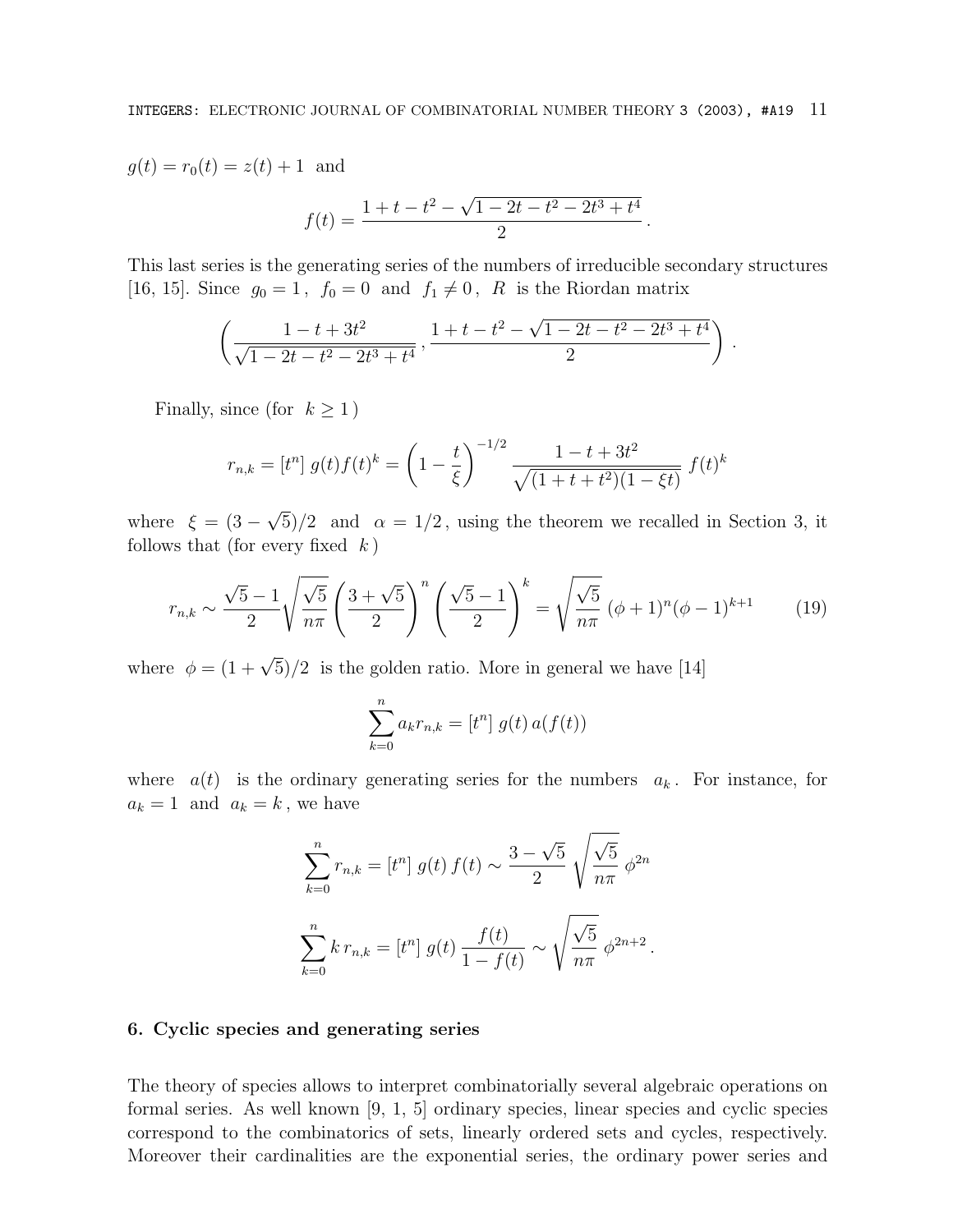$g(t) = r_0(t) = z(t) + 1$ and

$$f(t) = \frac{1 + t - t^2 - \sqrt{1 - 2t - t^2 - 2t^3 + t^4}}{2}.$$

This last series is the generating series of the numbers of irreducible secondary structures [16, 15]. Since $g_0 = 1$, $f_0 = 0$ and $f_1 \neq 0$, $R$ is the Riordan matrix

$$\left( \frac{1 - t + 3t^2}{\sqrt{1 - 2t - t^2 - 2t^3 + t^4}}, \frac{1 + t - t^2 - \sqrt{1 - 2t - t^2 - 2t^3 + t^4}}{2} \right).$$

Finally, since (for $k \geq 1$)

$$r_{n,k} = [t^n]\; g(t) f(t)^k = \left(1 - \frac{t}{\xi}\right)^{-1/2} \frac{1 - t + 3t^2}{\sqrt{(1 + t + t^2)(1 - \xi t)}}\; f(t)^k$$

where $\xi = (3 - \sqrt{5})/2$ and $\alpha = 1/2$, using the theorem we recalled in Section 3, it follows that (for every fixed $k$)

$$r_{n,k} \sim \frac{\sqrt{5} - 1}{2} \sqrt{\frac{\sqrt{5}}{n\pi}} \left(\frac{3 + \sqrt{5}}{2}\right)^n \left(\frac{\sqrt{5} - 1}{2}\right)^k = \sqrt{\frac{\sqrt{5}}{n\pi}}\; (\phi + 1)^n (\phi - 1)^{k+1} \tag{19}$$

where $\phi = (1 + \sqrt{5})/2$ is the golden ratio. More in general we have [14]

$$\sum_{k=0}^{n} a_k r_{n,k} = [t^n]\; g(t)\, a(f(t))$$

where $a(t)$ is the ordinary generating series for the numbers $a_k$. For instance, for $a_k = 1$ and $a_k = k$, we have

$$\sum_{k=0}^{n} r_{n,k} = [t^n]\; g(t)\, f(t) \sim \frac{3 - \sqrt{5}}{2} \sqrt{\frac{\sqrt{5}}{n\pi}}\; \phi^{2n}$$

$$\sum_{k=0}^{n} k\, r_{n,k} = [t^n]\; g(t)\, \frac{f(t)}{1 - f(t)} \sim \sqrt{\frac{\sqrt{5}}{n\pi}}\; \phi^{2n+2}.$$

## 6. Cyclic species and generating series

The theory of species allows to interpret combinatorially several algebraic operations on formal series. As well known [9, 1, 5] ordinary species, linear species and cyclic species correspond to the combinatorics of sets, linearly ordered sets and cycles, respectively. Moreover their cardinalities are the exponential series, the ordinary power series and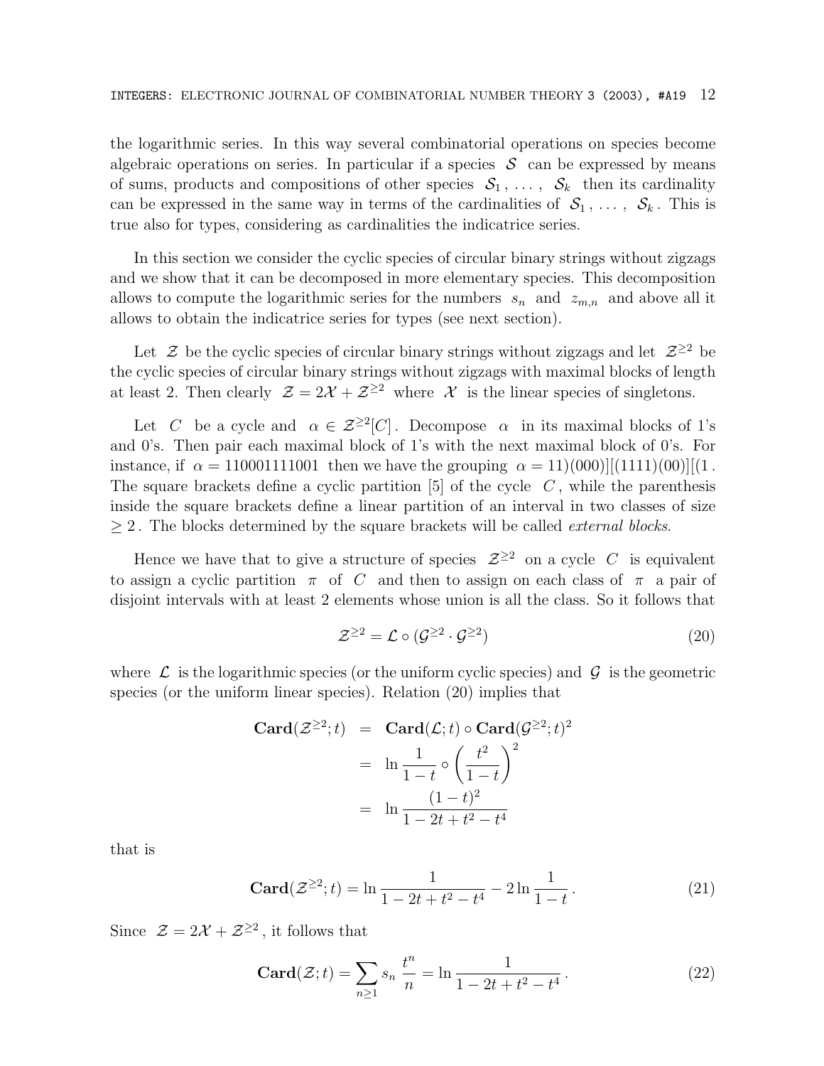the logarithmic series. In this way several combinatorial operations on species become algebraic operations on series. In particular if a species $\mathcal{S}$ can be expressed by means of sums, products and compositions of other species $\mathcal{S}_1, \ldots, \mathcal{S}_k$ then its cardinality can be expressed in the same way in terms of the cardinalities of $\mathcal{S}_1, \ldots, \mathcal{S}_k$. This is true also for types, considering as cardinalities the indicatrice series.

In this section we consider the cyclic species of circular binary strings without zigzags and we show that it can be decomposed in more elementary species. This decomposition allows to compute the logarithmic series for the numbers $s_n$ and $z_{m,n}$ and above all it allows to obtain the indicatrice series for types (see next section).

Let $\mathcal{Z}$ be the cyclic species of circular binary strings without zigzags and let $\mathcal{Z}^{\geq 2}$ be the cyclic species of circular binary strings without zigzags with maximal blocks of length at least 2. Then clearly $\mathcal{Z} = 2\mathcal{X} + \mathcal{Z}^{\geq 2}$ where $\mathcal{X}$ is the linear species of singletons.

Let $C$ be a cycle and $\alpha \in \mathcal{Z}^{\geq 2}[C]$. Decompose $\alpha$ in its maximal blocks of 1's and 0's. Then pair each maximal block of 1's with the next maximal block of 0's. For instance, if $\alpha = 110001111001$ then we have the grouping $\alpha = 11)(000)][(1111)(00)][(1$. The square brackets define a cyclic partition [5] of the cycle $C$, while the parenthesis inside the square brackets define a linear partition of an interval in two classes of size $\geq 2$. The blocks determined by the square brackets will be called *external blocks*.

Hence we have that to give a structure of species $\mathcal{Z}^{\geq 2}$ on a cycle $C$ is equivalent to assign a cyclic partition $\pi$ of $C$ and then to assign on each class of $\pi$ a pair of disjoint intervals with at least 2 elements whose union is all the class. So it follows that

$$\mathcal{Z}^{\geq 2} = \mathcal{L} \circ (\mathcal{G}^{\geq 2} \cdot \mathcal{G}^{\geq 2}) \tag{20}$$

where $\mathcal{L}$ is the logarithmic species (or the uniform cyclic species) and $\mathcal{G}$ is the geometric species (or the uniform linear species). Relation (20) implies that

$$\begin{aligned}
\mathbf{Card}(\mathcal{Z}^{\geq 2}; t) &= \mathbf{Card}(\mathcal{L}; t) \circ \mathbf{Card}(\mathcal{G}^{\geq 2}; t)^2 \\
&= \ln \frac{1}{1-t} \circ \left( \frac{t^2}{1-t} \right)^2 \\
&= \ln \frac{(1-t)^2}{1 - 2t + t^2 - t^4}
\end{aligned}$$

that is

$$\mathbf{Card}(\mathcal{Z}^{\geq 2}; t) = \ln \frac{1}{1 - 2t + t^2 - t^4} - 2 \ln \frac{1}{1-t}. \tag{21}$$

Since $\mathcal{Z} = 2\mathcal{X} + \mathcal{Z}^{\geq 2}$, it follows that

$$\mathbf{Card}(\mathcal{Z}; t) = \sum_{n \geq 1} s_n \frac{t^n}{n} = \ln \frac{1}{1 - 2t + t^2 - t^4}. \tag{22}$$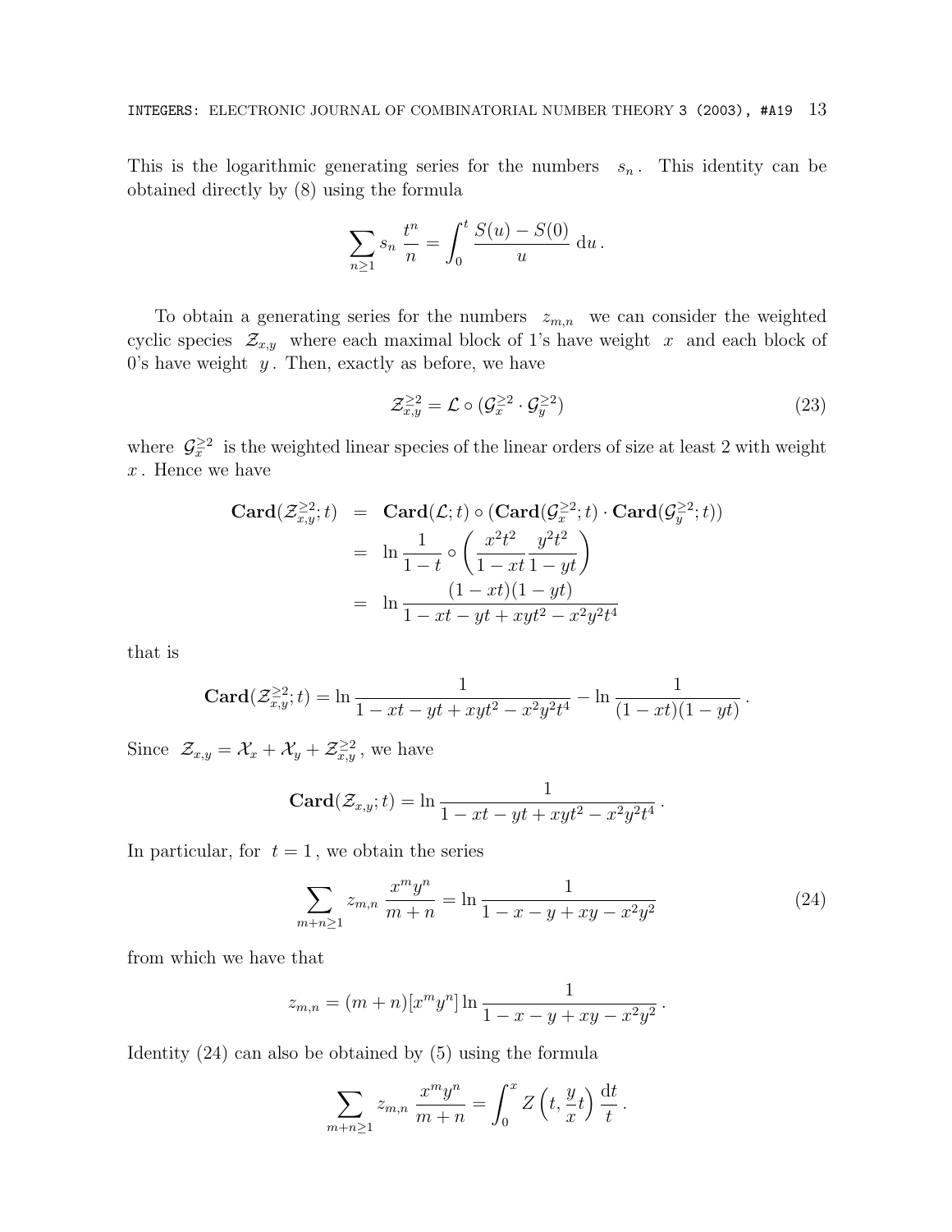This is the logarithmic generating series for the numbers $s_n$. This identity can be obtained directly by (8) using the formula

$$\sum_{n\geq 1} s_n \, \frac{t^n}{n} = \int_0^t \frac{S(u)-S(0)}{u} \, \mathrm{d}u \,.$$

To obtain a generating series for the numbers $z_{m,n}$ we can consider the weighted cyclic species $\mathcal{Z}_{x,y}$ where each maximal block of 1's have weight $x$ and each block of 0's have weight $y$. Then, exactly as before, we have

$$\mathcal{Z}_{x,y}^{\geq 2} = \mathcal{L} \circ (\mathcal{G}_x^{\geq 2} \cdot \mathcal{G}_y^{\geq 2}) \tag{23}$$

where $\mathcal{G}_x^{\geq 2}$ is the weighted linear species of the linear orders of size at least 2 with weight $x$. Hence we have

$$\begin{aligned}
\mathbf{Card}(\mathcal{Z}_{x,y}^{\geq 2};t) &= \mathbf{Card}(\mathcal{L};t) \circ (\mathbf{Card}(\mathcal{G}_x^{\geq 2};t) \cdot \mathbf{Card}(\mathcal{G}_y^{\geq 2};t)) \\
&= \ln \frac{1}{1-t} \circ \left( \frac{x^2t^2}{1-xt} \frac{y^2t^2}{1-yt} \right) \\
&= \ln \frac{(1-xt)(1-yt)}{1-xt-yt+xyt^2-x^2y^2t^4}
\end{aligned}$$

that is

$$\mathbf{Card}(\mathcal{Z}_{x,y}^{\geq 2};t) = \ln \frac{1}{1-xt-yt+xyt^2-x^2y^2t^4} - \ln \frac{1}{(1-xt)(1-yt)} \,.$$

Since $\mathcal{Z}_{x,y} = \mathcal{X}_x + \mathcal{X}_y + \mathcal{Z}_{x,y}^{\geq 2}$, we have

$$\mathbf{Card}(\mathcal{Z}_{x,y};t) = \ln \frac{1}{1-xt-yt+xyt^2-x^2y^2t^4} \,.$$

In particular, for $t=1$, we obtain the series

$$\sum_{m+n\geq 1} z_{m,n} \, \frac{x^m y^n}{m+n} = \ln \frac{1}{1-x-y+xy-x^2y^2} \tag{24}$$

from which we have that

$$z_{m,n} = (m+n)[x^m y^n] \ln \frac{1}{1-x-y+xy-x^2y^2} \,.$$

Identity (24) can also be obtained by (5) using the formula

$$\sum_{m+n\geq 1} z_{m,n} \, \frac{x^m y^n}{m+n} = \int_0^x Z\left(t, \frac{y}{x}t\right) \frac{\mathrm{d}t}{t} \,.$$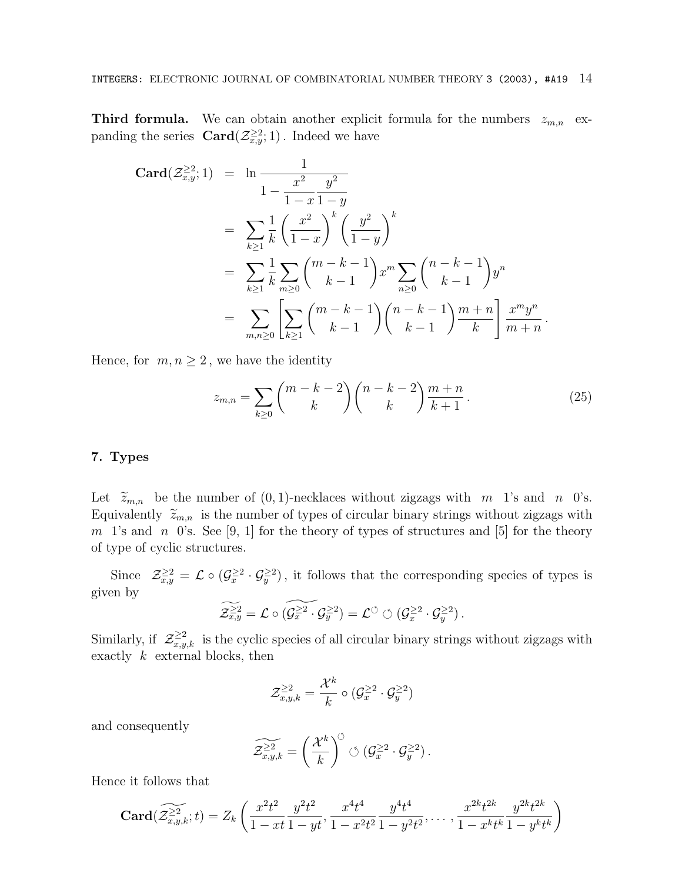**Third formula.** We can obtain another explicit formula for the numbers $z_{m,n}$ expanding the series $\mathbf{Card}(\mathcal{Z}_{x,y}^{\geq 2};1)$. Indeed we have

$$
\begin{aligned}
\mathbf{Card}(\mathcal{Z}_{x,y}^{\geq 2};1) &= \ln \frac{1}{1 - \dfrac{x^2}{1-x}\dfrac{y^2}{1-y}} \\
&= \sum_{k \geq 1} \frac{1}{k} \left( \frac{x^2}{1-x} \right)^k \left( \frac{y^2}{1-y} \right)^k \\
&= \sum_{k \geq 1} \frac{1}{k} \sum_{m \geq 0} \binom{m-k-1}{k-1} x^m \sum_{n \geq 0} \binom{n-k-1}{k-1} y^n \\
&= \sum_{m,n \geq 0} \left[ \sum_{k \geq 1} \binom{m-k-1}{k-1} \binom{n-k-1}{k-1} \frac{m+n}{k} \right] \frac{x^m y^n}{m+n}.
\end{aligned}
$$

Hence, for $m, n \geq 2$, we have the identity

$$
z_{m,n} = \sum_{k \geq 0} \binom{m-k-2}{k} \binom{n-k-2}{k} \frac{m+n}{k+1}. \tag{25}
$$

## 7. Types

Let $\widetilde{z}_{m,n}$ be the number of $(0,1)$-necklaces without zigzags with $m$ 1's and $n$ 0's. Equivalently $\widetilde{z}_{m,n}$ is the number of types of circular binary strings without zigzags with $m$ 1's and $n$ 0's. See [9, 1] for the theory of types of structures and [5] for the theory of type of cyclic structures.

Since $\mathcal{Z}_{x,y}^{\geq 2} = \mathcal{L} \circ (\mathcal{G}_x^{\geq 2} \cdot \mathcal{G}_y^{\geq 2})$, it follows that the corresponding species of types is given by

$$
\widetilde{\mathcal{Z}_{x,y}^{\geq 2}} = \mathcal{L} \circ \widetilde{(\mathcal{G}_x^{\geq 2} \cdot \mathcal{G}_y^{\geq 2})} = \mathcal{L}^{\circlearrowleft} \circlearrowleft (\mathcal{G}_x^{\geq 2} \cdot \mathcal{G}_y^{\geq 2}).
$$

Similarly, if $\mathcal{Z}_{x,y,k}^{\geq 2}$ is the cyclic species of all circular binary strings without zigzags with exactly $k$ external blocks, then

$$
\mathcal{Z}_{x,y,k}^{\geq 2} = \frac{\mathcal{X}^k}{k} \circ (\mathcal{G}_x^{\geq 2} \cdot \mathcal{G}_y^{\geq 2})
$$

and consequently

$$
\widetilde{\mathcal{Z}_{x,y,k}^{\geq 2}} = \left( \frac{\mathcal{X}^k}{k} \right)^{\circlearrowleft} \circlearrowleft (\mathcal{G}_x^{\geq 2} \cdot \mathcal{G}_y^{\geq 2}).
$$

Hence it follows that

$$
\mathbf{Card}(\widetilde{\mathcal{Z}_{x,y,k}^{\geq 2}};t) = Z_k \left( \frac{x^2t^2}{1-xt}\frac{y^2t^2}{1-yt}, \frac{x^4t^4}{1-x^2t^2}\frac{y^4t^4}{1-y^2t^2}, \ldots, \frac{x^{2k}t^{2k}}{1-x^kt^k}\frac{y^{2k}t^{2k}}{1-y^kt^k} \right)
$$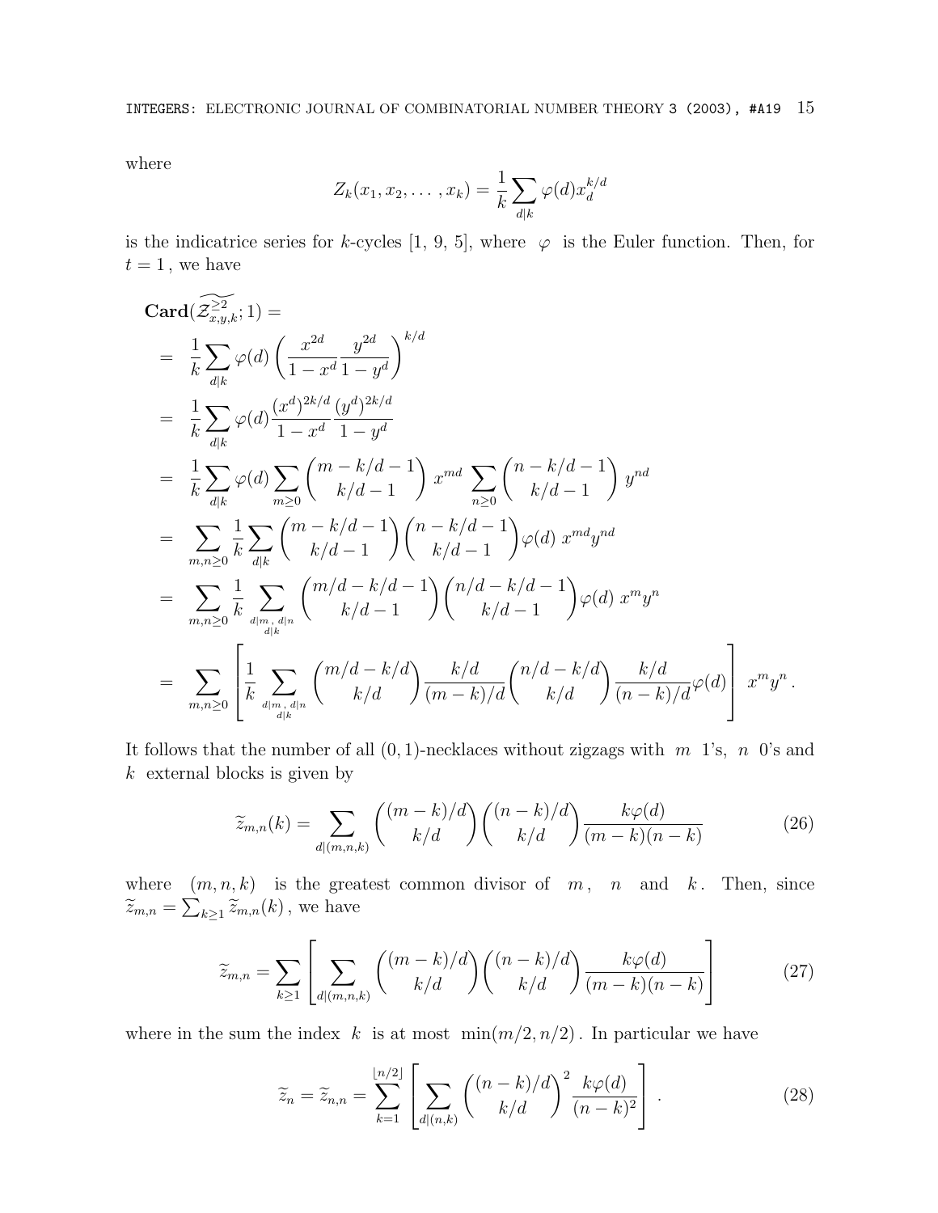where

$$Z_k(x_1, x_2, \ldots, x_k) = \frac{1}{k}\sum_{d|k} \varphi(d) x_d^{k/d}$$

is the indicatrice series for $k$-cycles [1, 9, 5], where $\varphi$ is the Euler function. Then, for $t = 1$, we have

$$\begin{aligned}
&\mathbf{Card}(\widetilde{\mathcal{Z}^{\geq 2}_{x,y,k}}; 1) = \\
&= \frac{1}{k}\sum_{d|k} \varphi(d) \left(\frac{x^{2d}}{1-x^d}\frac{y^{2d}}{1-y^d}\right)^{k/d} \\
&= \frac{1}{k}\sum_{d|k} \varphi(d) \frac{(x^d)^{2k/d}}{1-x^d}\frac{(y^d)^{2k/d}}{1-y^d} \\
&= \frac{1}{k}\sum_{d|k} \varphi(d) \sum_{m\geq 0} \binom{m-k/d-1}{k/d-1} x^{md} \sum_{n\geq 0}\binom{n-k/d-1}{k/d-1} y^{nd} \\
&= \sum_{m,n\geq 0} \frac{1}{k}\sum_{d|k} \binom{m-k/d-1}{k/d-1}\binom{n-k/d-1}{k/d-1} \varphi(d)\, x^{md}y^{nd} \\
&= \sum_{m,n\geq 0} \frac{1}{k} \sum_{\substack{d|m\,,\ d|n \\ d|k}} \binom{m/d-k/d-1}{k/d-1}\binom{n/d-k/d-1}{k/d-1}\varphi(d)\, x^m y^n \\
&= \sum_{m,n\geq 0} \left[\frac{1}{k} \sum_{\substack{d|m\,,\ d|n \\ d|k}} \binom{m/d-k/d}{k/d}\frac{k/d}{(m-k)/d}\binom{n/d-k/d}{k/d}\frac{k/d}{(n-k)/d}\varphi(d)\right] x^m y^n\,.
\end{aligned}$$

It follows that the number of all $(0,1)$-necklaces without zigzags with $m$ 1's, $n$ 0's and $k$ external blocks is given by

$$\widetilde{z}_{m,n}(k) = \sum_{d|(m,n,k)} \binom{(m-k)/d}{k/d}\binom{(n-k)/d}{k/d}\frac{k\varphi(d)}{(m-k)(n-k)} \tag{26}$$

where $(m,n,k)$ is the greatest common divisor of $m$, $n$ and $k$. Then, since $\widetilde{z}_{m,n} = \sum_{k\geq 1}\widetilde{z}_{m,n}(k)$, we have

$$\widetilde{z}_{m,n} = \sum_{k\geq 1}\left[\sum_{d|(m,n,k)} \binom{(m-k)/d}{k/d}\binom{(n-k)/d}{k/d}\frac{k\varphi(d)}{(m-k)(n-k)}\right] \tag{27}$$

where in the sum the index $k$ is at most $\min(m/2, n/2)$. In particular we have

$$\widetilde{z}_n = \widetilde{z}_{n,n} = \sum_{k=1}^{\lfloor n/2\rfloor}\left[\sum_{d|(n,k)} \binom{(n-k)/d}{k/d}^2 \frac{k\varphi(d)}{(n-k)^2}\right]. \tag{28}$$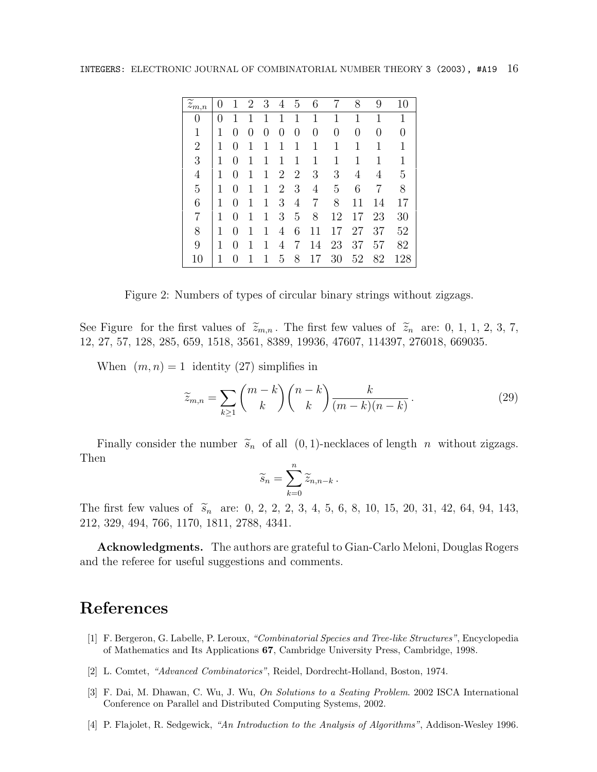| $\widetilde{z}_{m,n}$ | 0 | 1 | 2 | 3 | 4 | 5 | 6 | 7 | 8 | 9 | 10 |
|---|---|---|---|---|---|---|---|---|---|---|---|
| 0 | 0 | 1 | 1 | 1 | 1 | 1 | 1 | 1 | 1 | 1 | 1 |
| 1 | 1 | 0 | 0 | 0 | 0 | 0 | 0 | 0 | 0 | 0 | 0 |
| 2 | 1 | 0 | 1 | 1 | 1 | 1 | 1 | 1 | 1 | 1 | 1 |
| 3 | 1 | 0 | 1 | 1 | 1 | 1 | 1 | 1 | 1 | 1 | 1 |
| 4 | 1 | 0 | 1 | 1 | 2 | 2 | 3 | 3 | 4 | 4 | 5 |
| 5 | 1 | 0 | 1 | 1 | 2 | 3 | 4 | 5 | 6 | 7 | 8 |
| 6 | 1 | 0 | 1 | 1 | 3 | 4 | 7 | 8 | 11 | 14 | 17 |
| 7 | 1 | 0 | 1 | 1 | 3 | 5 | 8 | 12 | 17 | 23 | 30 |
| 8 | 1 | 0 | 1 | 1 | 4 | 6 | 11 | 17 | 27 | 37 | 52 |
| 9 | 1 | 0 | 1 | 1 | 4 | 7 | 14 | 23 | 37 | 57 | 82 |
| 10 | 1 | 0 | 1 | 1 | 5 | 8 | 17 | 30 | 52 | 82 | 128 |

Figure 2: Numbers of types of circular binary strings without zigzags.

See Figure for the first values of $\widetilde{z}_{m,n}$. The first few values of $\widetilde{z}_n$ are: 0, 1, 1, 2, 3, 7, 12, 27, 57, 128, 285, 659, 1518, 3561, 8389, 19936, 47607, 114397, 276018, 669035.

When $(m, n) = 1$ identity (27) simplifies in

$$\widetilde{z}_{m,n} = \sum_{k \geq 1} \binom{m-k}{k} \binom{n-k}{k} \frac{k}{(m-k)(n-k)} \,. \tag{29}$$

Finally consider the number $\widetilde{s}_n$ of all $(0,1)$-necklaces of length $n$ without zigzags. Then

$$\widetilde{s}_n = \sum_{k=0}^{n} \widetilde{z}_{n,n-k} \,.$$

The first few values of $\widetilde{s}_n$ are: 0, 2, 2, 2, 3, 4, 5, 6, 8, 10, 15, 20, 31, 42, 64, 94, 143, 212, 329, 494, 766, 1170, 1811, 2788, 4341.

**Acknowledgments.** The authors are grateful to Gian-Carlo Meloni, Douglas Rogers and the referee for useful suggestions and comments.

# References

[1] F. Bergeron, G. Labelle, P. Leroux, *"Combinatorial Species and Tree-like Structures"*, Encyclopedia of Mathematics and Its Applications **67**, Cambridge University Press, Cambridge, 1998.

[2] L. Comtet, *"Advanced Combinatorics"*, Reidel, Dordrecht-Holland, Boston, 1974.

[3] F. Dai, M. Dhawan, C. Wu, J. Wu, *On Solutions to a Seating Problem*. 2002 ISCA International Conference on Parallel and Distributed Computing Systems, 2002.

[4] P. Flajolet, R. Sedgewick, *"An Introduction to the Analysis of Algorithms"*, Addison-Wesley 1996.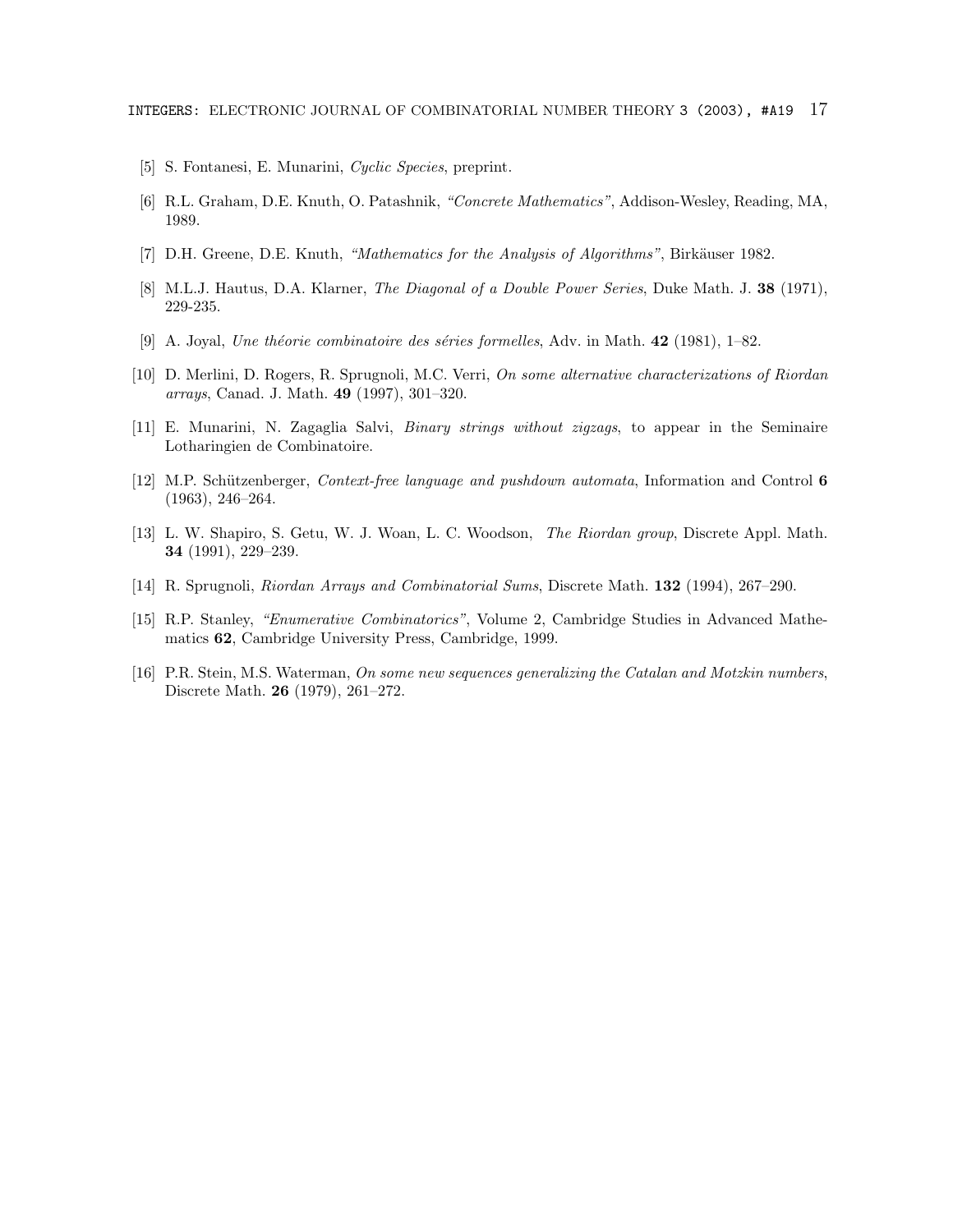[5] S. Fontanesi, E. Munarini, *Cyclic Species*, preprint.

[6] R.L. Graham, D.E. Knuth, O. Patashnik, *"Concrete Mathematics"*, Addison-Wesley, Reading, MA, 1989.

[7] D.H. Greene, D.E. Knuth, *"Mathematics for the Analysis of Algorithms"*, Birkäuser 1982.

[8] M.L.J. Hautus, D.A. Klarner, *The Diagonal of a Double Power Series*, Duke Math. J. **38** (1971), 229-235.

[9] A. Joyal, *Une théorie combinatoire des séries formelles*, Adv. in Math. **42** (1981), 1–82.

[10] D. Merlini, D. Rogers, R. Sprugnoli, M.C. Verri, *On some alternative characterizations of Riordan arrays*, Canad. J. Math. **49** (1997), 301–320.

[11] E. Munarini, N. Zagaglia Salvi, *Binary strings without zigzags*, to appear in the Seminaire Lotharingien de Combinatoire.

[12] M.P. Schützenberger, *Context-free language and pushdown automata*, Information and Control **6** (1963), 246–264.

[13] L. W. Shapiro, S. Getu, W. J. Woan, L. C. Woodson, *The Riordan group*, Discrete Appl. Math. **34** (1991), 229–239.

[14] R. Sprugnoli, *Riordan Arrays and Combinatorial Sums*, Discrete Math. **132** (1994), 267–290.

[15] R.P. Stanley, *"Enumerative Combinatorics"*, Volume 2, Cambridge Studies in Advanced Mathematics **62**, Cambridge University Press, Cambridge, 1999.

[16] P.R. Stein, M.S. Waterman, *On some new sequences generalizing the Catalan and Motzkin numbers*, Discrete Math. **26** (1979), 261–272.